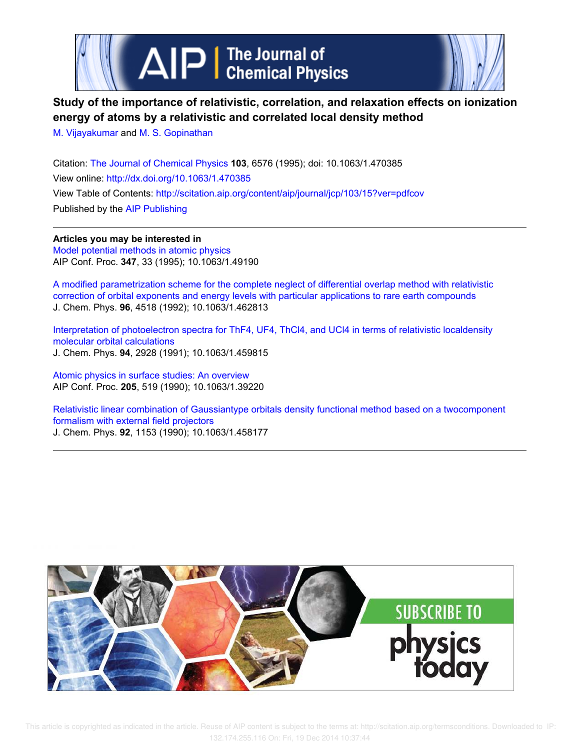# Study of the importance of relativistic, correlation, and relaxation effects on ionization energy of atoms by a relativistic and correlated local density method

M. Vijayakumar and M. S. Gopinathan

Citation: The Journal of Chemical Physics **103**, 6576 (1995); doi: 10.1063/1.470385

View online: http://dx.doi.org/10.1063/1.470385

View Table of Contents: http://scitation.aip.org/content/aip/journal/jcp/103/15?ver=pdfcov

Published by the AIP Publishing

---

**Articles you may be interested in**

Model potential methods in atomic physics
AIP Conf. Proc. **347**, 33 (1995); 10.1063/1.49190

A modified parametrization scheme for the complete neglect of differential overlap method with relativistic correction of orbital exponents and energy levels with particular applications to rare earth compounds
J. Chem. Phys. **96**, 4518 (1992); 10.1063/1.462813

Interpretation of photoelectron spectra for ThF4, UF4, ThCl4, and UCl4 in terms of relativistic localdensity molecular orbital calculations
J. Chem. Phys. **94**, 2928 (1991); 10.1063/1.459815

Atomic physics in surface studies: An overview
AIP Conf. Proc. **205**, 519 (1990); 10.1063/1.39220

Relativistic linear combination of Gaussiantype orbitals density functional method based on a twocomponent formalism with external field projectors
J. Chem. Phys. **92**, 1153 (1990); 10.1063/1.458177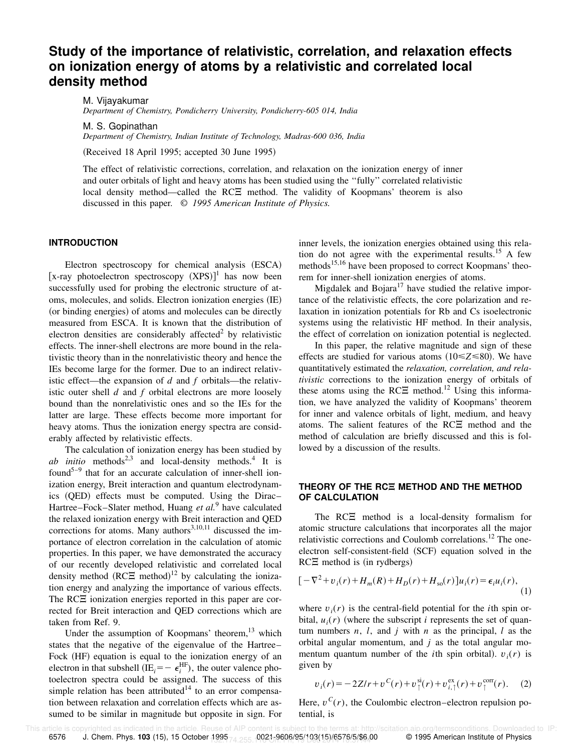# Study of the importance of relativistic, correlation, and relaxation effects on ionization energy of atoms by a relativistic and correlated local density method

M. Vijayakumar
*Department of Chemistry, Pondicherry University, Pondicherry-605 014, India*

M. S. Gopinathan
*Department of Chemistry, Indian Institute of Technology, Madras-600 036, India*

(Received 18 April 1995; accepted 30 June 1995)

The effect of relativistic corrections, correlation, and relaxation on the ionization energy of inner and outer orbitals of light and heavy atoms has been studied using the "fully" correlated relativistic local density method—called the RCΞ method. The validity of Koopmans' theorem is also discussed in this paper. © *1995 American Institute of Physics.*

## INTRODUCTION

Electron spectroscopy for chemical analysis (ESCA) [x-ray photoelectron spectroscopy (XPS)][1] has now been successfully used for probing the electronic structure of atoms, molecules, and solids. Electron ionization energies (IE) (or binding energies) of atoms and molecules can be directly measured from ESCA. It is known that the distribution of electron densities are considerably affected[2] by relativistic effects. The inner-shell electrons are more bound in the relativistic theory than in the nonrelativistic theory and hence the IEs become large for the former. Due to an indirect relativistic effect—the expansion of $d$ and $f$ orbitals—the relativistic outer shell $d$ and $f$ orbital electrons are more loosely bound than the nonrelativistic ones and so the IEs for the latter are large. These effects become more important for heavy atoms. Thus the ionization energy spectra are considerably affected by relativistic effects.

The calculation of ionization energy has been studied by *ab initio* methods[2,3] and local-density methods.[4] It is found[5–9] that for an accurate calculation of inner-shell ionization energy, Breit interaction and quantum electrodynamics (QED) effects must be computed. Using the Dirac–Hartree–Fock–Slater method, Huang *et al.*[9] have calculated the relaxed ionization energy with Breit interaction and QED corrections for atoms. Many authors[3,10,11] discussed the importance of electron correlation in the calculation of atomic properties. In this paper, we have demonstrated the accuracy of our recently developed relativistic and correlated local density method (RCΞ method)[12] by calculating the ionization energy and analyzing the importance of various effects. The RCΞ ionization energies reported in this paper are corrected for Breit interaction and QED corrections which are taken from Ref. 9.

Under the assumption of Koopmans' theorem,[13] which states that the negative of the eigenvalue of the Hartree–Fock (HF) equation is equal to the ionization energy of an electron in that subshell ($\mathrm{IE}_i = -\epsilon_i^{\mathrm{HF}}$), the outer valence photoelectron spectra could be assigned. The success of this simple relation has been attributed[14] to an error compensation between relaxation and correlation effects which are assumed to be similar in magnitude but opposite in sign. For inner levels, the ionization energies obtained using this relation do not agree with the experimental results.[15] A few methods[15,16] have been proposed to correct Koopmans' theorem for inner-shell ionization energies of atoms.

Migdalek and Bojara[17] have studied the relative importance of the relativistic effects, the core polarization and relaxation in ionization potentials for Rb and Cs isoelectronic systems using the relativistic HF method. In their analysis, the effect of correlation on ionization potential is neglected.

In this paper, the relative magnitude and sign of these effects are studied for various atoms ($10 \leqslant Z \leqslant 80$). We have quantitatively estimated the *relaxation, correlation, and relativistic* corrections to the ionization energy of orbitals of these atoms using the RCΞ method.[12] Using this information, we have analyzed the validity of Koopmans' theorem for inner and valence orbitals of light, medium, and heavy atoms. The salient features of the RCΞ method and the method of calculation are briefly discussed and this is followed by a discussion of the results.

## THEORY OF THE RCΞ METHOD AND THE METHOD OF CALCULATION

The RCΞ method is a local-density formalism for atomic structure calculations that incorporates all the major relativistic corrections and Coulomb correlations.[12] The one-electron self-consistent-field (SCF) equation solved in the RCΞ method is (in rydbergs)

$$[-\nabla^2 + v_i(r) + H_m(R) + H_D(r) + H_{\mathrm{so}}(r)]u_i(r) = \epsilon_i u_i(r), \tag{1}$$

where $v_i(r)$ is the central-field potential for the $i$th spin orbital, $u_i(r)$ (where the subscript $i$ represents the set of quantum numbers $n$, $l$, and $j$ with $n$ as the principal, $l$ as the orbital angular momentum, and $j$ as the total angular momentum quantum number of the $i$th spin orbital). $v_i(r)$ is given by

$$v_i(r) = -2Z/r + v^C(r) + v_\uparrow^{\mathrm{si}}(r) + v_{i,\uparrow}^{\mathrm{ex}}(r) + v_\uparrow^{\mathrm{corr}}(r). \tag{2}$$

Here, $v^C(r)$, the Coulombic electron–electron repulsion potential, is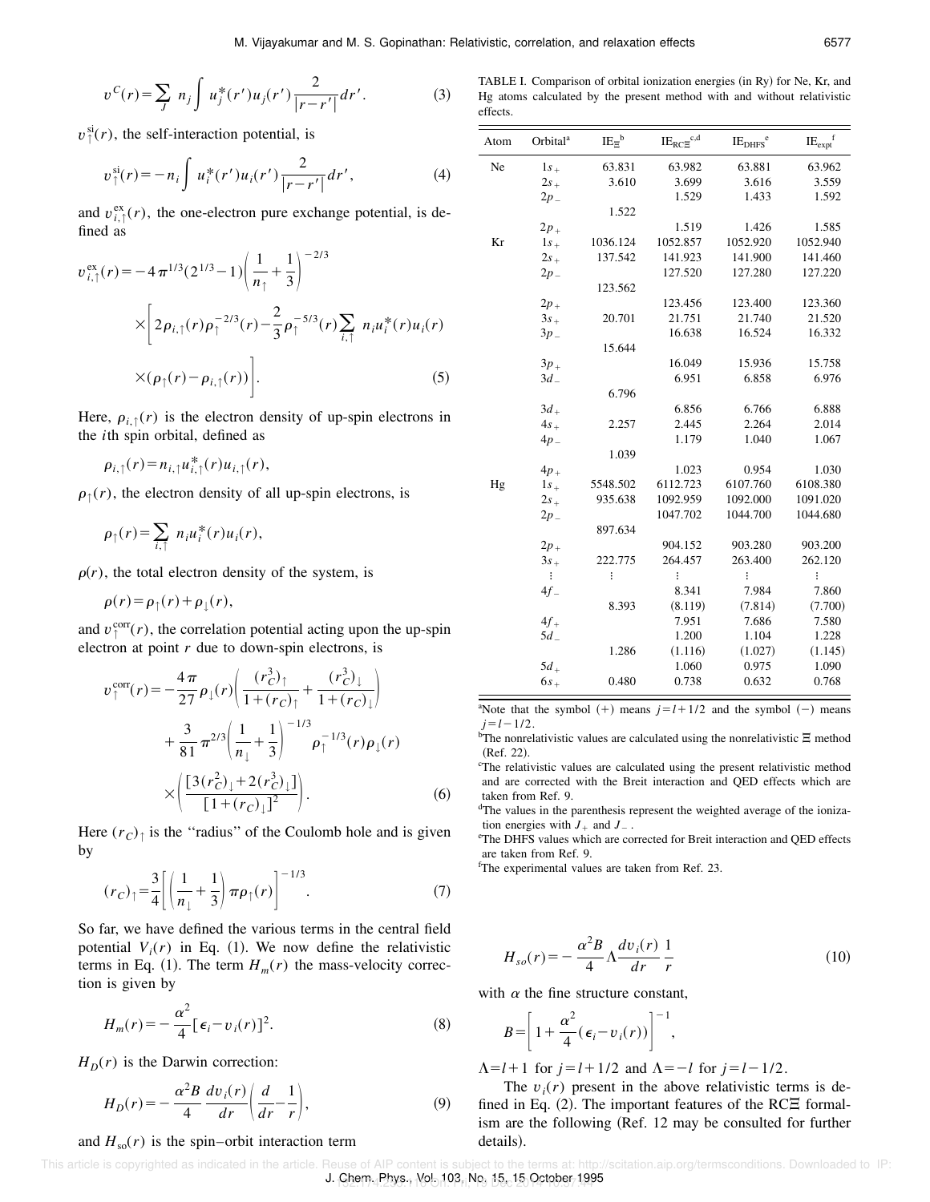$$v^C(r)=\sum_j n_j \int u_j^*(r')u_j(r')\frac{2}{|r-r'|}dr'. \tag{3}$$

$v_\uparrow^{\rm si}(r)$, the self-interaction potential, is

$$v_\uparrow^{\rm si}(r)=-n_i \int u_i^*(r')u_i(r')\frac{2}{|r-r'|}dr', \tag{4}$$

and $v_{i,\uparrow}^{\rm ex}(r)$, the one-electron pure exchange potential, is defined as

$$v_{i,\uparrow}^{\rm ex}(r)=-4\pi^{1/3}(2^{1/3}-1)\left(\frac{1}{n_\uparrow}+\frac{1}{3}\right)^{-2/3}\times\left[2\rho_{i,\uparrow}(r)\rho_\uparrow^{-2/3}(r)-\frac{2}{3}\rho_\uparrow^{-5/3}(r)\sum_{i,\uparrow} n_i u_i^*(r)u_i(r)\times(\rho_\uparrow(r)-\rho_{i,\uparrow}(r))\right]. \tag{5}$$

Here, $\rho_{i,\uparrow}(r)$ is the electron density of up-spin electrons in the $i$th spin orbital, defined as

$$\rho_{i,\uparrow}(r)=n_{i,\uparrow}u_{i,\uparrow}^*(r)u_{i,\uparrow}(r),$$

$\rho_\uparrow(r)$, the electron density of all up-spin electrons, is

$$\rho_\uparrow(r)=\sum_{i,\uparrow} n_i u_i^*(r)u_i(r),$$

$\rho(r)$, the total electron density of the system, is

$$\rho(r)=\rho_\uparrow(r)+\rho_\downarrow(r),$$

and $v_\uparrow^{\rm corr}(r)$, the correlation potential acting upon the up-spin electron at point $r$ due to down-spin electrons, is

$$v_\uparrow^{\rm corr}(r)=-\frac{4\pi}{27}\rho_\downarrow(r)\left(\frac{(r_C^3)_\uparrow}{1+(r_C)_\uparrow}+\frac{(r_C^3)_\downarrow}{1+(r_C)_\downarrow}\right)+\frac{3}{81}\pi^{2/3}\left(\frac{1}{n_\downarrow}+\frac{1}{3}\right)^{-1/3}\rho_\uparrow^{-1/3}(r)\rho_\downarrow(r)\times\left(\frac{[3(r_C^2)_\downarrow+2(r_C^3)_\downarrow]}{[1+(r_C)_\downarrow]^2}\right). \tag{6}$$

Here $(r_C)_\uparrow$ is the "radius" of the Coulomb hole and is given by

$$(r_C)_\uparrow=\frac{3}{4}\left[\left(\frac{1}{n_\downarrow}+\frac{1}{3}\right)\pi\rho_\uparrow(r)\right]^{-1/3}. \tag{7}$$

So far, we have defined the various terms in the central field potential $V_i(r)$ in Eq. (1). We now define the relativistic terms in Eq. (1). The term $H_m(r)$ the mass-velocity correction is given by

$$H_m(r)=-\frac{\alpha^2}{4}[\epsilon_i-v_i(r)]^2. \tag{8}$$

$H_D(r)$ is the Darwin correction:

$$H_D(r)=-\frac{\alpha^2 B}{4}\frac{dv_i(r)}{dr}\left(\frac{d}{dr}-\frac{1}{r}\right), \tag{9}$$

and $H_{\rm so}(r)$ is the spin–orbit interaction term

$$H_{so}(r)=-\frac{\alpha^2 B}{4}\Lambda\frac{dv_i(r)}{dr}\frac{1}{r} \tag{10}$$

with $\alpha$ the fine structure constant,

$$B=\left[1+\frac{\alpha^2}{4}(\epsilon_i-v_i(r))\right]^{-1},$$

$\Lambda=l+1$ for $j=l+1/2$ and $\Lambda=-l$ for $j=l-1/2$.

The $v_i(r)$ present in the above relativistic terms is defined in Eq. (2). The important features of the RCΞ formalism are the following (Ref. 12 may be consulted for further details).

TABLE I. Comparison of orbital ionization energies (in Ry) for Ne, Kr, and Hg atoms calculated by the present method with and without relativistic effects.

| Atom | Orbital[a] | $\text{IE}_{\Xi}$[b] | $\text{IE}_{\text{RC}\Xi}$[c,d] | $\text{IE}_{\text{DHFS}}$[e] | $\text{IE}_{\text{expt}}$[f] |
|---|---|---|---|---|---|
| Ne | $1s_+$ | 63.831 | 63.982 | 63.881 | 63.962 |
| | $2s_+$ | 3.610 | 3.699 | 3.616 | 3.559 |
| | $2p_-$ | | 1.529 | 1.433 | 1.592 |
| | | 1.522 | | | |
| | $2p_+$ | | 1.519 | 1.426 | 1.585 |
| Kr | $1s_+$ | 1036.124 | 1052.857 | 1052.920 | 1052.940 |
| | $2s_+$ | 137.542 | 141.923 | 141.900 | 141.460 |
| | $2p_-$ | | 127.520 | 127.280 | 127.220 |
| | | 123.562 | | | |
| | $2p_+$ | | 123.456 | 123.400 | 123.360 |
| | $3s_+$ | 20.701 | 21.751 | 21.740 | 21.520 |
| | $3p_-$ | | 16.638 | 16.524 | 16.332 |
| | | 15.644 | | | |
| | $3p_+$ | | 16.049 | 15.936 | 15.758 |
| | $3d_-$ | | 6.951 | 6.858 | 6.976 |
| | | 6.796 | | | |
| | $3d_+$ | | 6.856 | 6.766 | 6.888 |
| | $4s_+$ | 2.257 | 2.445 | 2.264 | 2.014 |
| | $4p_-$ | | 1.179 | 1.040 | 1.067 |
| | | 1.039 | | | |
| | $4p_+$ | | 1.023 | 0.954 | 1.030 |
| Hg | $1s_+$ | 5548.502 | 6112.723 | 6107.760 | 6108.380 |
| | $2s_+$ | 935.638 | 1092.959 | 1092.000 | 1091.020 |
| | $2p_-$ | | 1047.702 | 1044.700 | 1044.680 |
| | | 897.634 | | | |
| | $2p_+$ | | 904.152 | 903.280 | 903.200 |
| | $3s_+$ | 222.775 | 264.457 | 263.400 | 262.120 |
| | ⋮ | ⋮ | ⋮ | ⋮ | ⋮ |
| | $4f_-$ | | 8.341 | 7.984 | 7.860 |
| | | 8.393 | (8.119) | (7.814) | (7.700) |
| | $4f_+$ | | 7.951 | 7.686 | 7.580 |
| | $5d_-$ | | 1.200 | 1.104 | 1.228 |
| | | 1.286 | (1.116) | (1.027) | (1.145) |
| | $5d_+$ | | 1.060 | 0.975 | 1.090 |
| | $6s_+$ | 0.480 | 0.738 | 0.632 | 0.768 |

[a]Note that the symbol (+) means $j=l+1/2$ and the symbol (−) means $j=l-1/2$.

[b]The nonrelativistic values are calculated using the nonrelativistic Ξ method (Ref. 22).

[c]The relativistic values are calculated using the present relativistic method and are corrected with the Breit interaction and QED effects which are taken from Ref. 9.

[d]The values in the parenthesis represent the weighted average of the ionization energies with $J_+$ and $J_-$.

[e]The DHFS values which are corrected for Breit interaction and QED effects are taken from Ref. 9.

[f]The experimental values are taken from Ref. 23.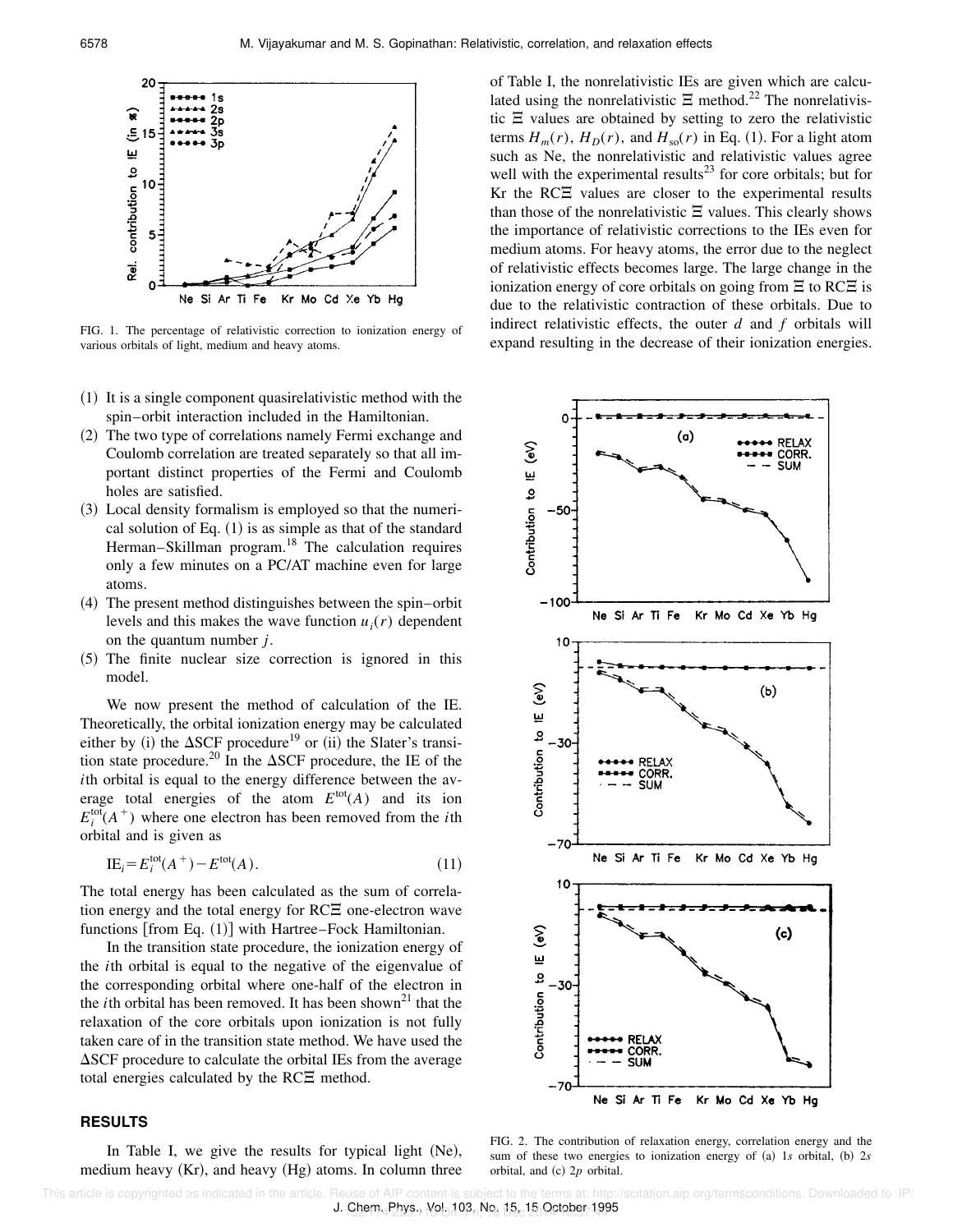FIG. 1. The percentage of relativistic correction to ionization energy of various orbitals of light, medium and heavy atoms.

(1) It is a single component quasirelativistic method with the spin–orbit interaction included in the Hamiltonian.
(2) The two type of correlations namely Fermi exchange and Coulomb correlation are treated separately so that all important distinct properties of the Fermi and Coulomb holes are satisfied.
(3) Local density formalism is employed so that the numerical solution of Eq. (1) is as simple as that of the standard Herman–Skillman program.[18] The calculation requires only a few minutes on a PC/AT machine even for large atoms.
(4) The present method distinguishes between the spin–orbit levels and this makes the wave function $u_i(r)$ dependent on the quantum number $j$.
(5) The finite nuclear size correction is ignored in this model.

We now present the method of calculation of the IE. Theoretically, the orbital ionization energy may be calculated either by (i) the ΔSCF procedure[19] or (ii) the Slater's transition state procedure.[20] In the ΔSCF procedure, the IE of the $i$th orbital is equal to the energy difference between the average total energies of the atom $E^{\mathrm{tot}}(A)$ and its ion $E_i^{\mathrm{tot}}(A^+)$ where one electron has been removed from the $i$th orbital and is given as

$$\mathrm{IE}_i = E_i^{\mathrm{tot}}(A^+) - E^{\mathrm{tot}}(A). \tag{11}$$

The total energy has been calculated as the sum of correlation energy and the total energy for RCΞ one-electron wave functions [from Eq. (1)] with Hartree–Fock Hamiltonian.

In the transition state procedure, the ionization energy of the $i$th orbital is equal to the negative of the eigenvalue of the corresponding orbital where one-half of the electron in the $i$th orbital has been removed. It has been shown[21] that the relaxation of the core orbitals upon ionization is not fully taken care of in the transition state method. We have used the ΔSCF procedure to calculate the orbital IEs from the average total energies calculated by the RCΞ method.

## RESULTS

In Table I, we give the results for typical light (Ne), medium heavy (Kr), and heavy (Hg) atoms. In column three of Table I, the nonrelativistic IEs are given which are calculated using the nonrelativistic Ξ method.[22] The nonrelativistic Ξ values are obtained by setting to zero the relativistic terms $H_m(r)$, $H_D(r)$, and $H_{\mathrm{so}}(r)$ in Eq. (1). For a light atom such as Ne, the nonrelativistic and relativistic values agree well with the experimental results[23] for core orbitals; but for Kr the RCΞ values are closer to the experimental results than those of the nonrelativistic Ξ values. This clearly shows the importance of relativistic corrections to the IEs even for medium atoms. For heavy atoms, the error due to the neglect of relativistic effects becomes large. The large change in the ionization energy of core orbitals on going from Ξ to RCΞ is due to the relativistic contraction of these orbitals. Due to indirect relativistic effects, the outer $d$ and $f$ orbitals will expand resulting in the decrease of their ionization energies.

FIG. 2. The contribution of relaxation energy, correlation energy and the sum of these two energies to ionization energy of (a) 1$s$ orbital, (b) 2$s$ orbital, and (c) 2$p$ orbital.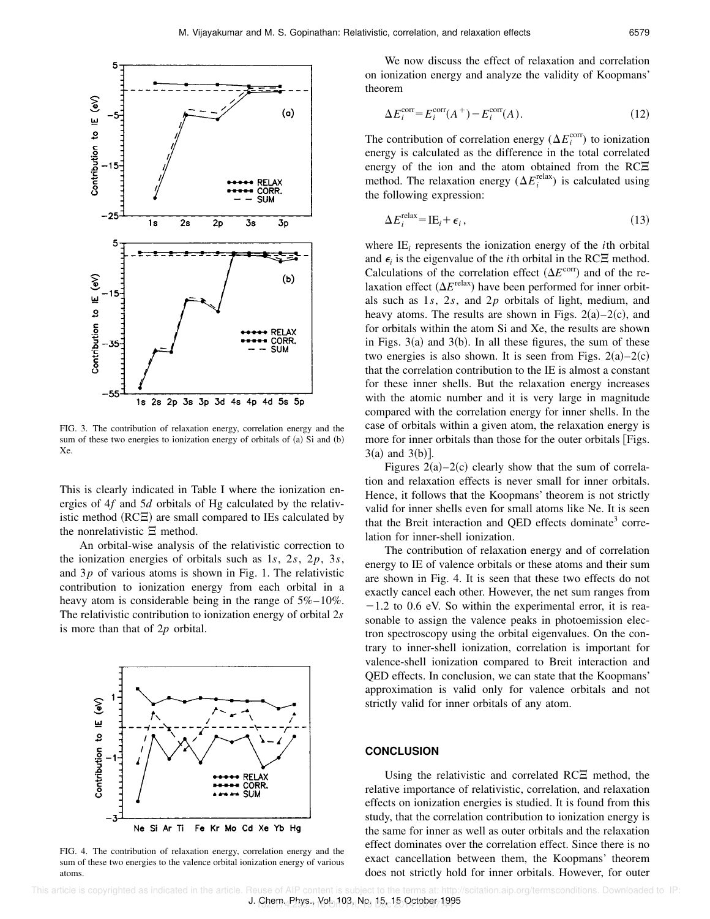FIG. 3. The contribution of relaxation energy, correlation energy and the sum of these two energies to ionization energy of orbitals of (a) Si and (b) Xe.

This is clearly indicated in Table I where the ionization energies of $4f$ and $5d$ orbitals of Hg calculated by the relativistic method (RC$\Xi$) are small compared to IEs calculated by the nonrelativistic $\Xi$ method.

An orbital-wise analysis of the relativistic correction to the ionization energies of orbitals such as $1s$, $2s$, $2p$, $3s$, and $3p$ of various atoms is shown in Fig. 1. The relativistic contribution to ionization energy from each orbital in a heavy atom is considerable being in the range of 5%–10%. The relativistic contribution to ionization energy of orbital $2s$ is more than that of $2p$ orbital.

FIG. 4. The contribution of relaxation energy, correlation energy and the sum of these two energies to the valence orbital ionization energy of various atoms.

We now discuss the effect of relaxation and correlation on ionization energy and analyze the validity of Koopmans' theorem

$$\Delta E_i^{\text{corr}} = E_i^{\text{corr}}(A^+) - E_i^{\text{corr}}(A). \tag{12}$$

The contribution of correlation energy ($\Delta E_i^{\text{corr}}$) to ionization energy is calculated as the difference in the total correlated energy of the ion and the atom obtained from the RC$\Xi$ method. The relaxation energy ($\Delta E_i^{\text{relax}}$) is calculated using the following expression:

$$\Delta E_i^{\text{relax}} = \text{IE}_i + \epsilon_i, \tag{13}$$

where $\text{IE}_i$ represents the ionization energy of the $i$th orbital and $\epsilon_i$ is the eigenvalue of the $i$th orbital in the RC$\Xi$ method. Calculations of the correlation effect ($\Delta E^{\text{corr}}$) and of the relaxation effect ($\Delta E^{\text{relax}}$) have been performed for inner orbitals such as $1s$, $2s$, and $2p$ orbitals of light, medium, and heavy atoms. The results are shown in Figs. 2(a)–2(c), and for orbitals within the atom Si and Xe, the results are shown in Figs. 3(a) and 3(b). In all these figures, the sum of these two energies is also shown. It is seen from Figs. 2(a)–2(c) that the correlation contribution to the IE is almost a constant for these inner shells. But the relaxation energy increases with the atomic number and it is very large in magnitude compared with the correlation energy for inner shells. In the case of orbitals within a given atom, the relaxation energy is more for inner orbitals than those for the outer orbitals [Figs. 3(a) and 3(b)].

Figures 2(a)–2(c) clearly show that the sum of correlation and relaxation effects is never small for inner orbitals. Hence, it follows that the Koopmans' theorem is not strictly valid for inner shells even for small atoms like Ne. It is seen that the Breit interaction and QED effects dominate[3] correlation for inner-shell ionization.

The contribution of relaxation energy and of correlation energy to IE of valence orbitals or these atoms and their sum are shown in Fig. 4. It is seen that these two effects do not exactly cancel each other. However, the net sum ranges from $-1.2$ to 0.6 eV. So within the experimental error, it is reasonable to assign the valence peaks in photoemission electron spectroscopy using the orbital eigenvalues. On the contrary to inner-shell ionization, correlation is important for valence-shell ionization compared to Breit interaction and QED effects. In conclusion, we can state that the Koopmans' approximation is valid only for valence orbitals and not strictly valid for inner orbitals of any atom.

## CONCLUSION

Using the relativistic and correlated RC$\Xi$ method, the relative importance of relativistic, correlation, and relaxation effects on ionization energies is studied. It is found from this study, that the correlation contribution to ionization energy is the same for inner as well as outer orbitals and the relaxation effect dominates over the correlation effect. Since there is no exact cancellation between them, the Koopmans' theorem does not strictly hold for inner orbitals. However, for outer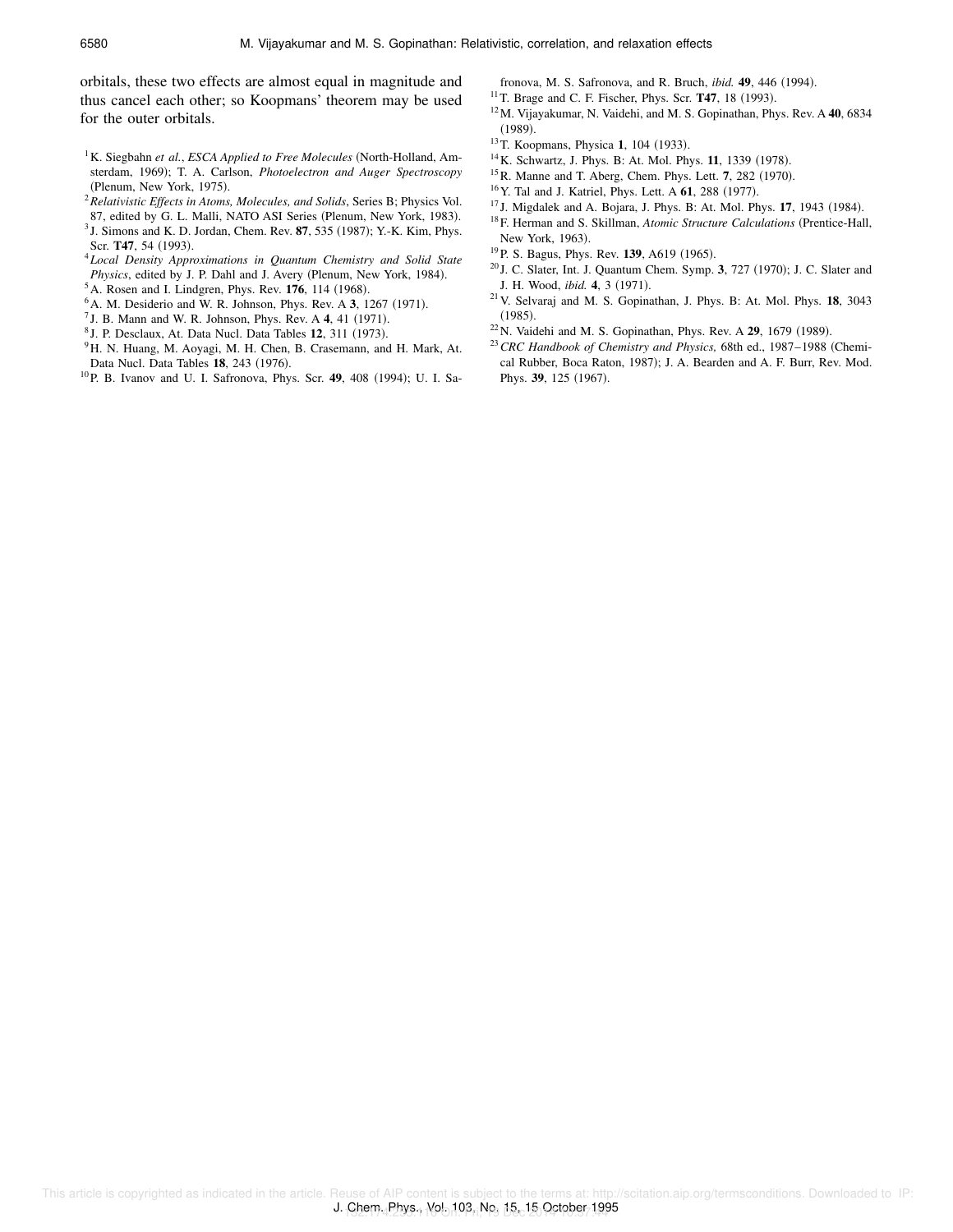orbitals, these two effects are almost equal in magnitude and thus cancel each other; so Koopmans' theorem may be used for the outer orbitals.

[1] K. Siegbahn *et al.*, *ESCA Applied to Free Molecules* (North-Holland, Amsterdam, 1969); T. A. Carlson, *Photoelectron and Auger Spectroscopy* (Plenum, New York, 1975).

[2] *Relativistic Effects in Atoms, Molecules, and Solids*, Series B; Physics Vol. 87, edited by G. L. Malli, NATO ASI Series (Plenum, New York, 1983).

[3] J. Simons and K. D. Jordan, Chem. Rev. **87**, 535 (1987); Y.-K. Kim, Phys. Scr. **T47**, 54 (1993).

[4] *Local Density Approximations in Quantum Chemistry and Solid State Physics*, edited by J. P. Dahl and J. Avery (Plenum, New York, 1984).

[5] A. Rosen and I. Lindgren, Phys. Rev. **176**, 114 (1968).

[6] A. M. Desiderio and W. R. Johnson, Phys. Rev. A **3**, 1267 (1971).

[7] J. B. Mann and W. R. Johnson, Phys. Rev. A **4**, 41 (1971).

[8] J. P. Desclaux, At. Data Nucl. Data Tables **12**, 311 (1973).

[9] H. N. Huang, M. Aoyagi, M. H. Chen, B. Crasemann, and H. Mark, At. Data Nucl. Data Tables **18**, 243 (1976).

[10] P. B. Ivanov and U. I. Safronova, Phys. Scr. **49**, 408 (1994); U. I. Safronova, M. S. Safronova, and R. Bruch, *ibid.* **49**, 446 (1994).

[11] T. Brage and C. F. Fischer, Phys. Scr. **T47**, 18 (1993).

[12] M. Vijayakumar, N. Vaidehi, and M. S. Gopinathan, Phys. Rev. A **40**, 6834 (1989).

[13] T. Koopmans, Physica **1**, 104 (1933).

[14] K. Schwartz, J. Phys. B: At. Mol. Phys. **11**, 1339 (1978).

[15] R. Manne and T. Aberg, Chem. Phys. Lett. **7**, 282 (1970).

[16] Y. Tal and J. Katriel, Phys. Lett. A **61**, 288 (1977).

[17] J. Migdalek and A. Bojara, J. Phys. B: At. Mol. Phys. **17**, 1943 (1984).

[18] F. Herman and S. Skillman, *Atomic Structure Calculations* (Prentice-Hall, New York, 1963).

[19] P. S. Bagus, Phys. Rev. **139**, A619 (1965).

[20] J. C. Slater, Int. J. Quantum Chem. Symp. **3**, 727 (1970); J. C. Slater and J. H. Wood, *ibid.* **4**, 3 (1971).

[21] V. Selvaraj and M. S. Gopinathan, J. Phys. B: At. Mol. Phys. **18**, 3043 (1985).

[22] N. Vaidehi and M. S. Gopinathan, Phys. Rev. A **29**, 1679 (1989).

[23] *CRC Handbook of Chemistry and Physics,* 68th ed., 1987–1988 (Chemical Rubber, Boca Raton, 1987); J. A. Bearden and A. F. Burr, Rev. Mod. Phys. **39**, 125 (1967).